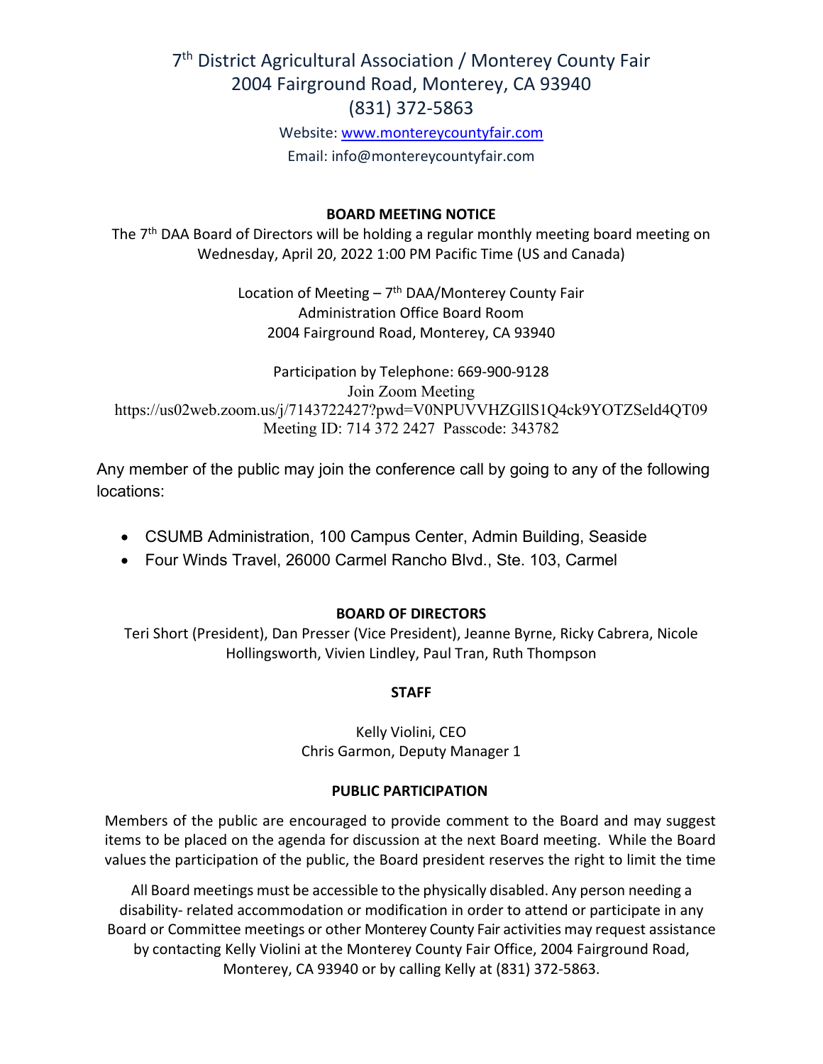# 7th District Agricultural Association / Monterey County Fair

2004 Fairground Road, Monterey, CA 93940

(831) 372-5863

Website: www.montereycountyfair.com

Email: info@montereycountyfair.com

## BOARD MEETING NOTICE

The 7th DAA Board of Directors will be holding a regular monthly meeting board meeting on Wednesday, April 20, 2022 1:00 PM Pacific Time (US and Canada)

Location of Meeting – 7th DAA/Monterey County Fair
Administration Office Board Room
2004 Fairground Road, Monterey, CA 93940

Participation by Telephone: 669-900-9128
Join Zoom Meeting
https://us02web.zoom.us/j/7143722427?pwd=V0NPUVVHZGllS1Q4ck9YOTZSeld4QT09
Meeting ID: 714 372 2427 Passcode: 343782

Any member of the public may join the conference call by going to any of the following locations:

- CSUMB Administration, 100 Campus Center, Admin Building, Seaside
- Four Winds Travel, 26000 Carmel Rancho Blvd., Ste. 103, Carmel

## BOARD OF DIRECTORS

Teri Short (President), Dan Presser (Vice President), Jeanne Byrne, Ricky Cabrera, Nicole Hollingsworth, Vivien Lindley, Paul Tran, Ruth Thompson

## STAFF

Kelly Violini, CEO
Chris Garmon, Deputy Manager 1

## PUBLIC PARTICIPATION

Members of the public are encouraged to provide comment to the Board and may suggest items to be placed on the agenda for discussion at the next Board meeting. While the Board values the participation of the public, the Board president reserves the right to limit the time

All Board meetings must be accessible to the physically disabled. Any person needing a disability- related accommodation or modification in order to attend or participate in any Board or Committee meetings or other Monterey County Fair activities may request assistance by contacting Kelly Violini at the Monterey County Fair Office, 2004 Fairground Road, Monterey, CA 93940 or by calling Kelly at (831) 372-5863.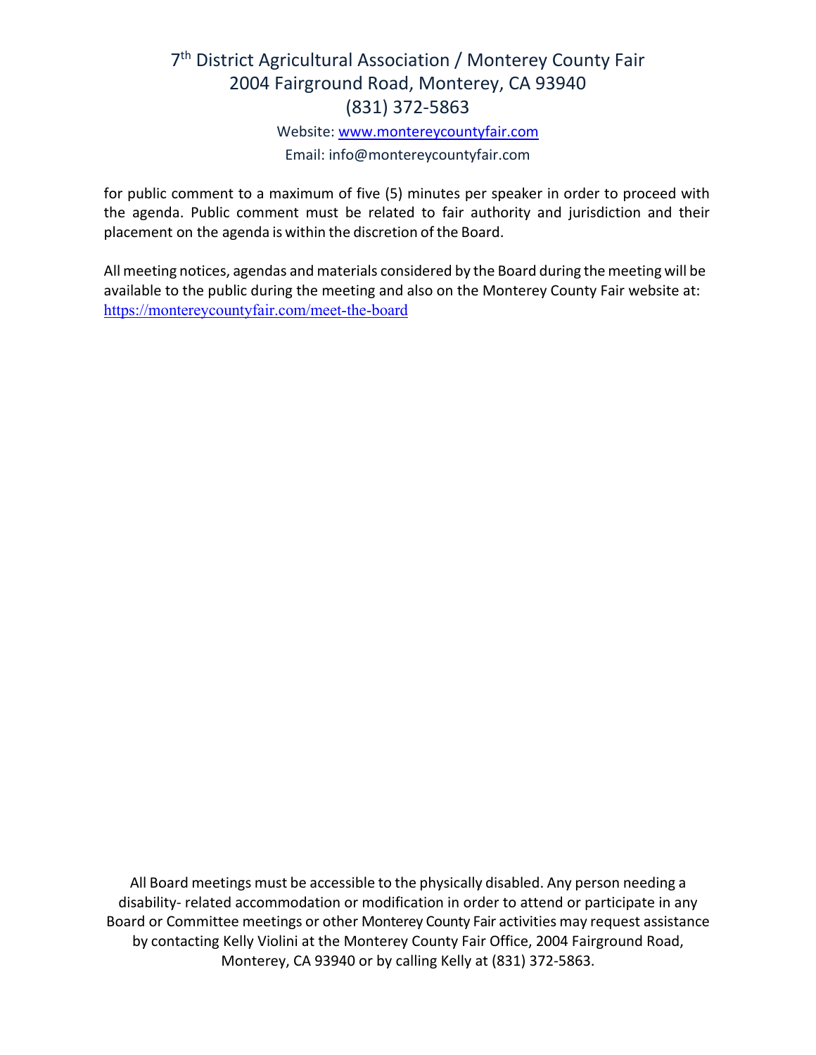for public comment to a maximum of five (5) minutes per speaker in order to proceed with the agenda. Public comment must be related to fair authority and jurisdiction and their placement on the agenda is within the discretion of the Board.

All meeting notices, agendas and materials considered by the Board during the meeting will be available to the public during the meeting and also on the Monterey County Fair website at: https://montereycountyfair.com/meet-the-board

All Board meetings must be accessible to the physically disabled. Any person needing a disability- related accommodation or modification in order to attend or participate in any Board or Committee meetings or other Monterey County Fair activities may request assistance by contacting Kelly Violini at the Monterey County Fair Office, 2004 Fairground Road, Monterey, CA 93940 or by calling Kelly at (831) 372-5863.